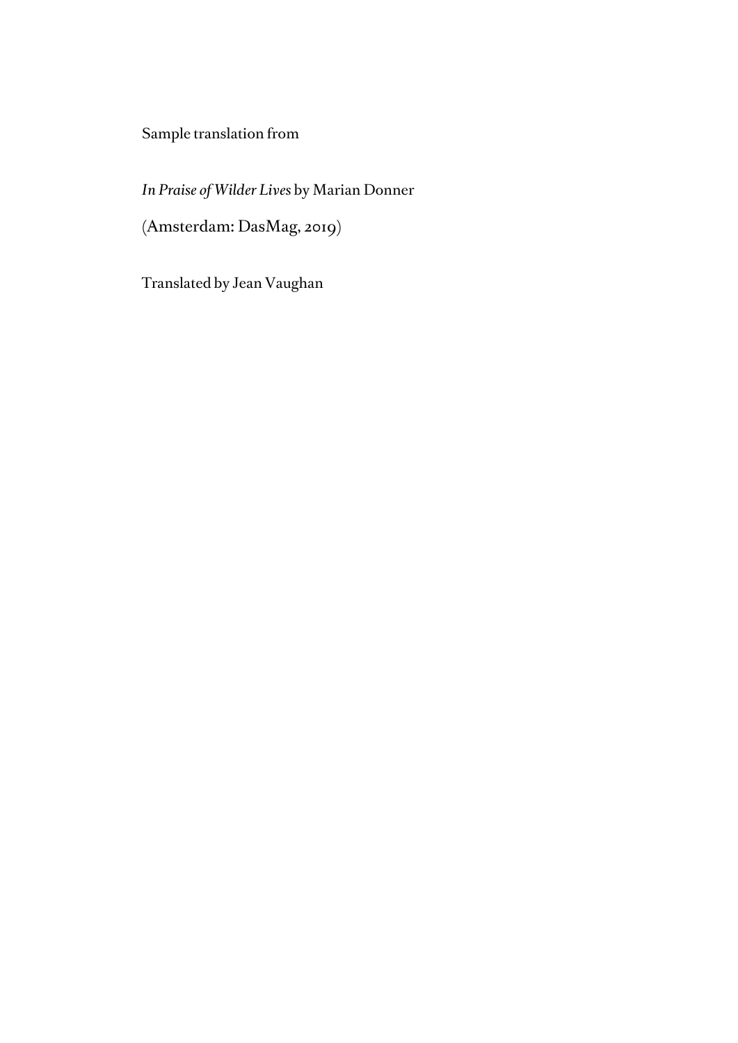Sample translation from

*In Praise of Wilder Lives* by Marian Donner

(Amsterdam: DasMag, 2019)

Translated by Jean Vaughan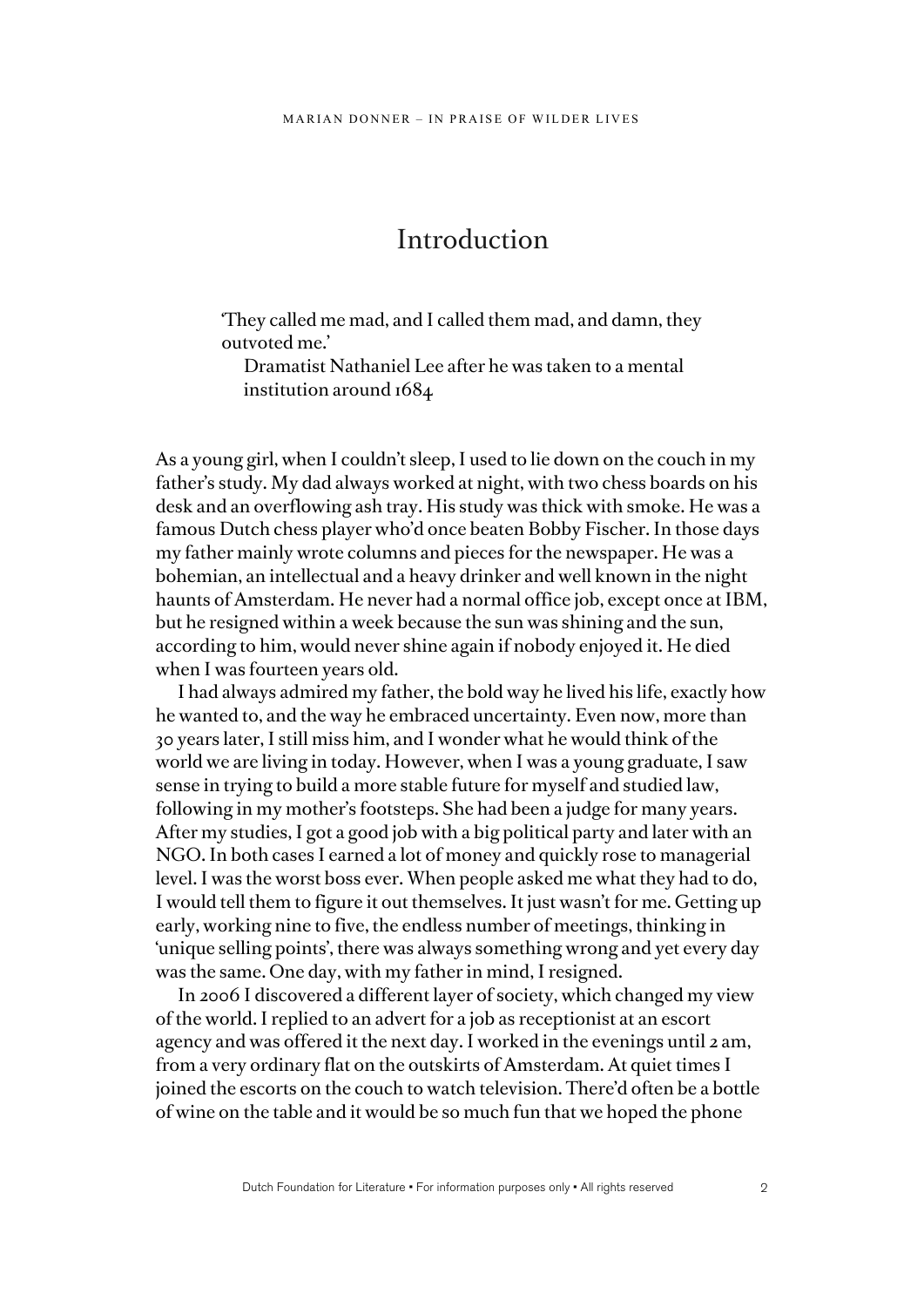# Introduction

> 'They called me mad, and I called them mad, and damn, they outvoted me.'
>
> Dramatist Nathaniel Lee after he was taken to a mental institution around 1684

As a young girl, when I couldn't sleep, I used to lie down on the couch in my father's study. My dad always worked at night, with two chess boards on his desk and an overflowing ash tray. His study was thick with smoke. He was a famous Dutch chess player who'd once beaten Bobby Fischer. In those days my father mainly wrote columns and pieces for the newspaper. He was a bohemian, an intellectual and a heavy drinker and well known in the night haunts of Amsterdam. He never had a normal office job, except once at IBM, but he resigned within a week because the sun was shining and the sun, according to him, would never shine again if nobody enjoyed it. He died when I was fourteen years old.

I had always admired my father, the bold way he lived his life, exactly how he wanted to, and the way he embraced uncertainty. Even now, more than 30 years later, I still miss him, and I wonder what he would think of the world we are living in today. However, when I was a young graduate, I saw sense in trying to build a more stable future for myself and studied law, following in my mother's footsteps. She had been a judge for many years. After my studies, I got a good job with a big political party and later with an NGO. In both cases I earned a lot of money and quickly rose to managerial level. I was the worst boss ever. When people asked me what they had to do, I would tell them to figure it out themselves. It just wasn't for me. Getting up early, working nine to five, the endless number of meetings, thinking in 'unique selling points', there was always something wrong and yet every day was the same. One day, with my father in mind, I resigned.

In 2006 I discovered a different layer of society, which changed my view of the world. I replied to an advert for a job as receptionist at an escort agency and was offered it the next day. I worked in the evenings until 2 am, from a very ordinary flat on the outskirts of Amsterdam. At quiet times I joined the escorts on the couch to watch television. There'd often be a bottle of wine on the table and it would be so much fun that we hoped the phone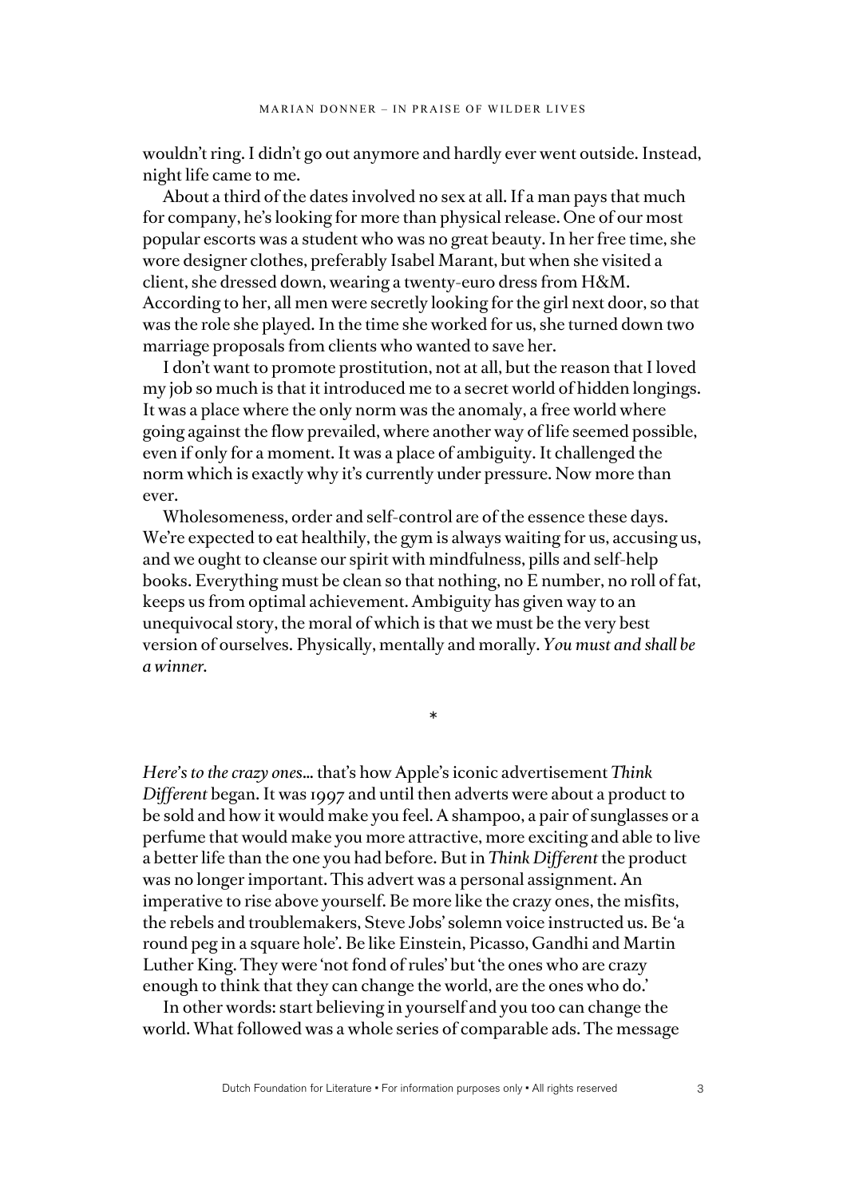wouldn't ring. I didn't go out anymore and hardly ever went outside. Instead, night life came to me.

About a third of the dates involved no sex at all. If a man pays that much for company, he's looking for more than physical release. One of our most popular escorts was a student who was no great beauty. In her free time, she wore designer clothes, preferably Isabel Marant, but when she visited a client, she dressed down, wearing a twenty-euro dress from H&M. According to her, all men were secretly looking for the girl next door, so that was the role she played. In the time she worked for us, she turned down two marriage proposals from clients who wanted to save her.

I don't want to promote prostitution, not at all, but the reason that I loved my job so much is that it introduced me to a secret world of hidden longings. It was a place where the only norm was the anomaly, a free world where going against the flow prevailed, where another way of life seemed possible, even if only for a moment. It was a place of ambiguity. It challenged the norm which is exactly why it's currently under pressure. Now more than ever.

Wholesomeness, order and self-control are of the essence these days. We're expected to eat healthily, the gym is always waiting for us, accusing us, and we ought to cleanse our spirit with mindfulness, pills and self-help books. Everything must be clean so that nothing, no E number, no roll of fat, keeps us from optimal achievement. Ambiguity has given way to an unequivocal story, the moral of which is that we must be the very best version of ourselves. Physically, mentally and morally. *You must and shall be a winner.*

*

*Here's to the crazy ones...* that's how Apple's iconic advertisement *Think Different* began. It was 1997 and until then adverts were about a product to be sold and how it would make you feel. A shampoo, a pair of sunglasses or a perfume that would make you more attractive, more exciting and able to live a better life than the one you had before. But in *Think Different* the product was no longer important. This advert was a personal assignment. An imperative to rise above yourself. Be more like the crazy ones, the misfits, the rebels and troublemakers, Steve Jobs' solemn voice instructed us. Be 'a round peg in a square hole'. Be like Einstein, Picasso, Gandhi and Martin Luther King. They were 'not fond of rules' but 'the ones who are crazy enough to think that they can change the world, are the ones who do.'

In other words: start believing in yourself and you too can change the world. What followed was a whole series of comparable ads. The message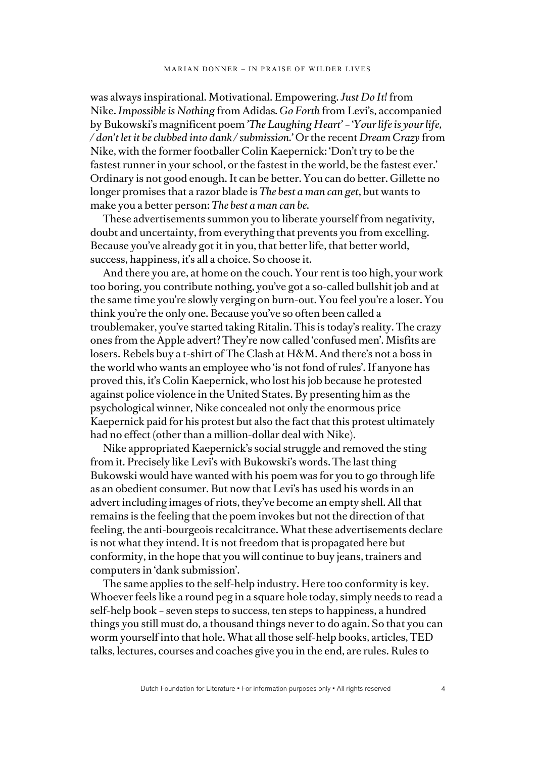was always inspirational. Motivational. Empowering. *Just Do It!* from Nike. *Impossible is Nothing* from Adidas. *Go Forth* from Levi's, accompanied by Bukowski's magnificent poem *'The Laughing Heart'* – '*Your life is your life, / don't let it be clubbed into dank / submission.*' Or the recent *Dream Crazy* from Nike, with the former footballer Colin Kaepernick: 'Don't try to be the fastest runner in your school, or the fastest in the world, be the fastest ever.' Ordinary is not good enough. It can be better. You can do better. Gillette no longer promises that a razor blade is *The best a man can get*, but wants to make you a better person: *The best a man can be.*

These advertisements summon you to liberate yourself from negativity, doubt and uncertainty, from everything that prevents you from excelling. Because you've already got it in you, that better life, that better world, success, happiness, it's all a choice. So choose it.

And there you are, at home on the couch. Your rent is too high, your work too boring, you contribute nothing, you've got a so-called bullshit job and at the same time you're slowly verging on burn-out. You feel you're a loser. You think you're the only one. Because you've so often been called a troublemaker, you've started taking Ritalin. This is today's reality. The crazy ones from the Apple advert? They're now called 'confused men'. Misfits are losers. Rebels buy a t-shirt of The Clash at H&M. And there's not a boss in the world who wants an employee who 'is not fond of rules'. If anyone has proved this, it's Colin Kaepernick, who lost his job because he protested against police violence in the United States. By presenting him as the psychological winner, Nike concealed not only the enormous price Kaepernick paid for his protest but also the fact that this protest ultimately had no effect (other than a million-dollar deal with Nike).

Nike appropriated Kaepernick's social struggle and removed the sting from it. Precisely like Levi's with Bukowski's words. The last thing Bukowski would have wanted with his poem was for you to go through life as an obedient consumer. But now that Levi's has used his words in an advert including images of riots, they've become an empty shell. All that remains is the feeling that the poem invokes but not the direction of that feeling, the anti-bourgeois recalcitrance. What these advertisements declare is not what they intend. It is not freedom that is propagated here but conformity, in the hope that you will continue to buy jeans, trainers and computers in 'dank submission'.

The same applies to the self-help industry. Here too conformity is key. Whoever feels like a round peg in a square hole today, simply needs to read a self-help book – seven steps to success, ten steps to happiness, a hundred things you still must do, a thousand things never to do again. So that you can worm yourself into that hole. What all those self-help books, articles, TED talks, lectures, courses and coaches give you in the end, are rules. Rules to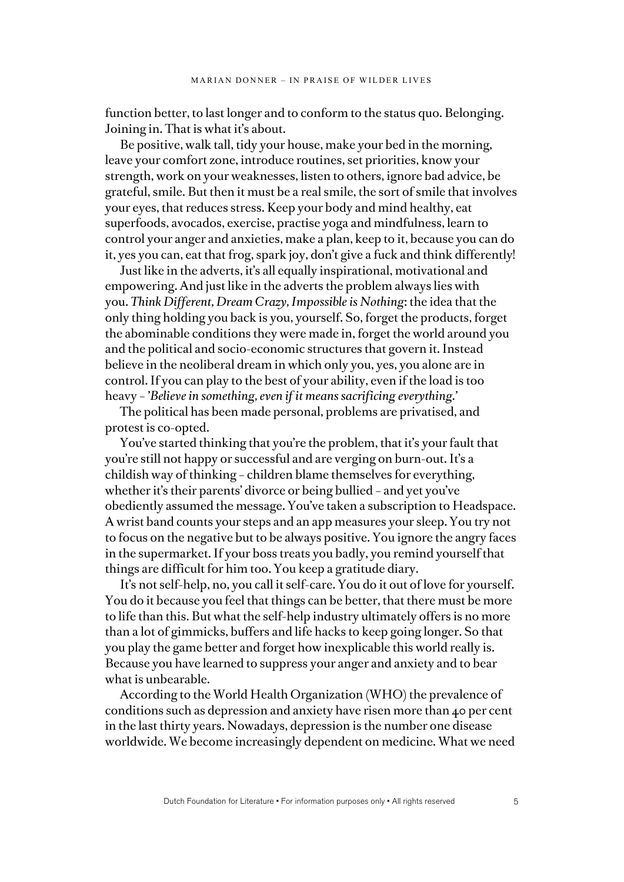function better, to last longer and to conform to the status quo. Belonging. Joining in. That is what it's about.

Be positive, walk tall, tidy your house, make your bed in the morning, leave your comfort zone, introduce routines, set priorities, know your strength, work on your weaknesses, listen to others, ignore bad advice, be grateful, smile. But then it must be a real smile, the sort of smile that involves your eyes, that reduces stress. Keep your body and mind healthy, eat superfoods, avocados, exercise, practise yoga and mindfulness, learn to control your anger and anxieties, make a plan, keep to it, because you can do it, yes you can, eat that frog, spark joy, don't give a fuck and think differently!

Just like in the adverts, it's all equally inspirational, motivational and empowering. And just like in the adverts the problem always lies with you. *Think Different, Dream Crazy, Impossible is Nothing*: the idea that the only thing holding you back is you, yourself. So, forget the products, forget the abominable conditions they were made in, forget the world around you and the political and socio-economic structures that govern it. Instead believe in the neoliberal dream in which only you, yes, you alone are in control. If you can play to the best of your ability, even if the load is too heavy – *'Believe in something, even if it means sacrificing everything.'*

The political has been made personal, problems are privatised, and protest is co-opted.

You've started thinking that you're the problem, that it's your fault that you're still not happy or successful and are verging on burn-out. It's a childish way of thinking – children blame themselves for everything, whether it's their parents' divorce or being bullied – and yet you've obediently assumed the message. You've taken a subscription to Headspace. A wrist band counts your steps and an app measures your sleep. You try not to focus on the negative but to be always positive. You ignore the angry faces in the supermarket. If your boss treats you badly, you remind yourself that things are difficult for him too. You keep a gratitude diary.

It's not self-help, no, you call it self-care. You do it out of love for yourself. You do it because you feel that things can be better, that there must be more to life than this. But what the self-help industry ultimately offers is no more than a lot of gimmicks, buffers and life hacks to keep going longer. So that you play the game better and forget how inexplicable this world really is. Because you have learned to suppress your anger and anxiety and to bear what is unbearable.

According to the World Health Organization (WHO) the prevalence of conditions such as depression and anxiety have risen more than 40 per cent in the last thirty years. Nowadays, depression is the number one disease worldwide. We become increasingly dependent on medicine. What we need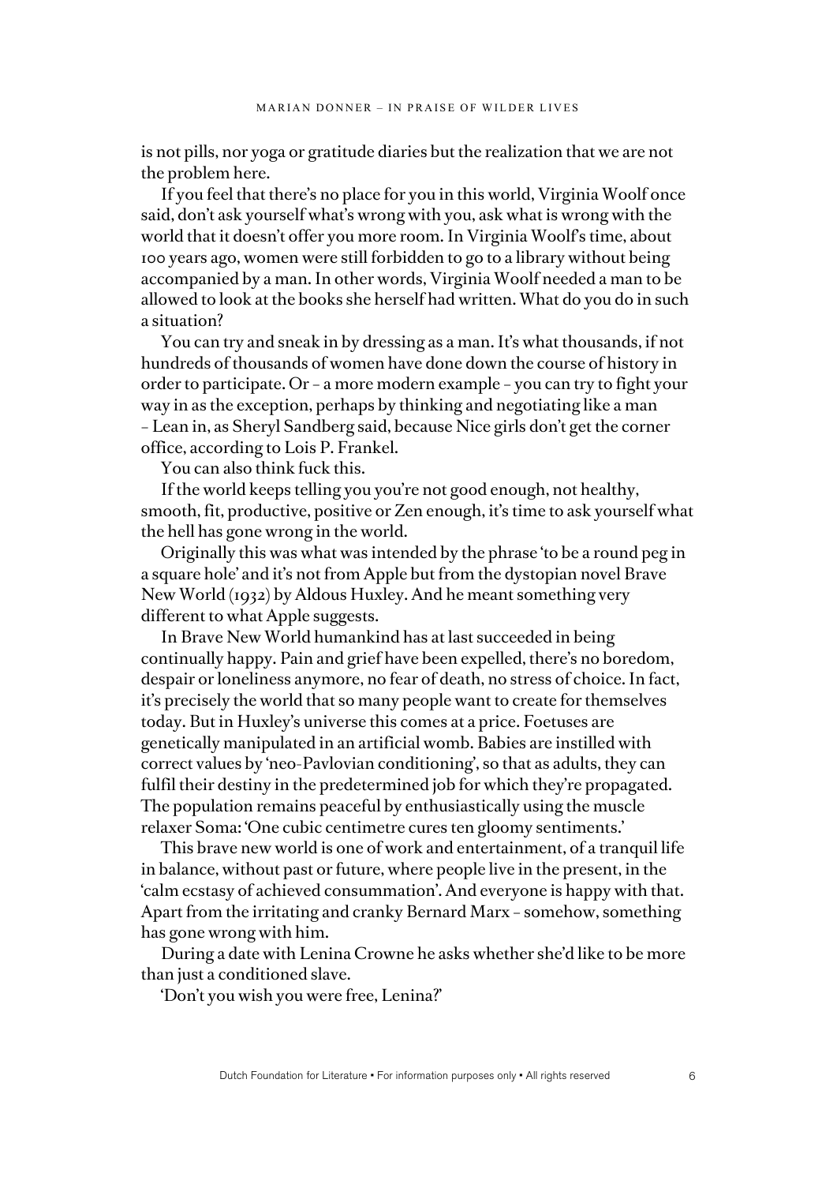is not pills, nor yoga or gratitude diaries but the realization that we are not the problem here.

If you feel that there's no place for you in this world, Virginia Woolf once said, don't ask yourself what's wrong with you, ask what is wrong with the world that it doesn't offer you more room. In Virginia Woolf's time, about 100 years ago, women were still forbidden to go to a library without being accompanied by a man. In other words, Virginia Woolf needed a man to be allowed to look at the books she herself had written. What do you do in such a situation?

You can try and sneak in by dressing as a man. It's what thousands, if not hundreds of thousands of women have done down the course of history in order to participate. Or – a more modern example – you can try to fight your way in as the exception, perhaps by thinking and negotiating like a man – Lean in, as Sheryl Sandberg said, because Nice girls don't get the corner office, according to Lois P. Frankel.

You can also think fuck this.

If the world keeps telling you you're not good enough, not healthy, smooth, fit, productive, positive or Zen enough, it's time to ask yourself what the hell has gone wrong in the world.

Originally this was what was intended by the phrase 'to be a round peg in a square hole' and it's not from Apple but from the dystopian novel Brave New World (1932) by Aldous Huxley. And he meant something very different to what Apple suggests.

In Brave New World humankind has at last succeeded in being continually happy. Pain and grief have been expelled, there's no boredom, despair or loneliness anymore, no fear of death, no stress of choice. In fact, it's precisely the world that so many people want to create for themselves today. But in Huxley's universe this comes at a price. Foetuses are genetically manipulated in an artificial womb. Babies are instilled with correct values by 'neo-Pavlovian conditioning', so that as adults, they can fulfil their destiny in the predetermined job for which they're propagated. The population remains peaceful by enthusiastically using the muscle relaxer Soma: 'One cubic centimetre cures ten gloomy sentiments.'

This brave new world is one of work and entertainment, of a tranquil life in balance, without past or future, where people live in the present, in the 'calm ecstasy of achieved consummation'. And everyone is happy with that. Apart from the irritating and cranky Bernard Marx – somehow, something has gone wrong with him.

During a date with Lenina Crowne he asks whether she'd like to be more than just a conditioned slave.

'Don't you wish you were free, Lenina?'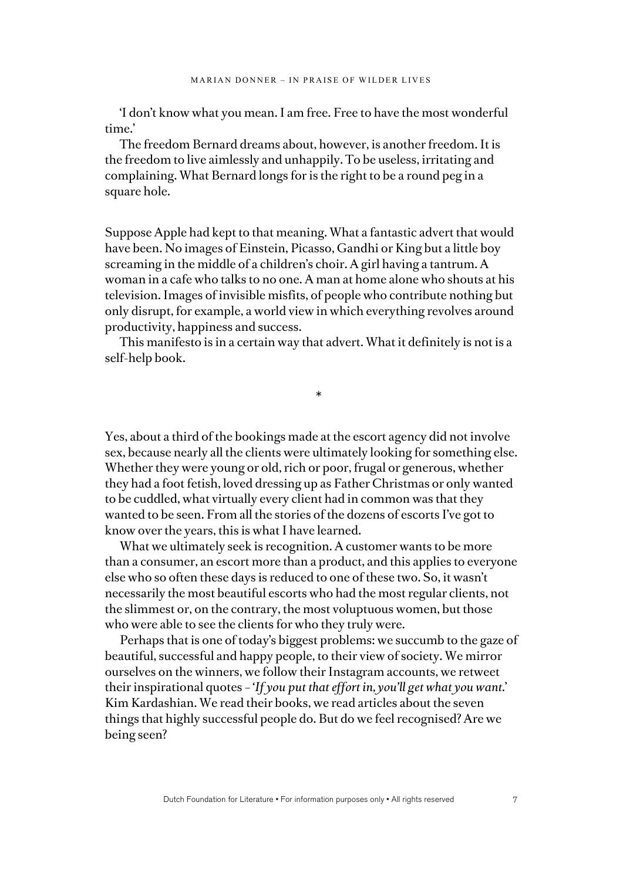'I don't know what you mean. I am free. Free to have the most wonderful time.'

The freedom Bernard dreams about, however, is another freedom. It is the freedom to live aimlessly and unhappily. To be useless, irritating and complaining. What Bernard longs for is the right to be a round peg in a square hole.

Suppose Apple had kept to that meaning. What a fantastic advert that would have been. No images of Einstein, Picasso, Gandhi or King but a little boy screaming in the middle of a children's choir. A girl having a tantrum. A woman in a cafe who talks to no one. A man at home alone who shouts at his television. Images of invisible misfits, of people who contribute nothing but only disrupt, for example, a world view in which everything revolves around productivity, happiness and success.

This manifesto is in a certain way that advert. What it definitely is not is a self-help book.

*

Yes, about a third of the bookings made at the escort agency did not involve sex, because nearly all the clients were ultimately looking for something else. Whether they were young or old, rich or poor, frugal or generous, whether they had a foot fetish, loved dressing up as Father Christmas or only wanted to be cuddled, what virtually every client had in common was that they wanted to be seen. From all the stories of the dozens of escorts I've got to know over the years, this is what I have learned.

What we ultimately seek is recognition. A customer wants to be more than a consumer, an escort more than a product, and this applies to everyone else who so often these days is reduced to one of these two. So, it wasn't necessarily the most beautiful escorts who had the most regular clients, not the slimmest or, on the contrary, the most voluptuous women, but those who were able to see the clients for who they truly were.

Perhaps that is one of today's biggest problems: we succumb to the gaze of beautiful, successful and happy people, to their view of society. We mirror ourselves on the winners, we follow their Instagram accounts, we retweet their inspirational quotes – '*If you put that effort in, you'll get what you want.*' Kim Kardashian. We read their books, we read articles about the seven things that highly successful people do. But do we feel recognised? Are we being seen?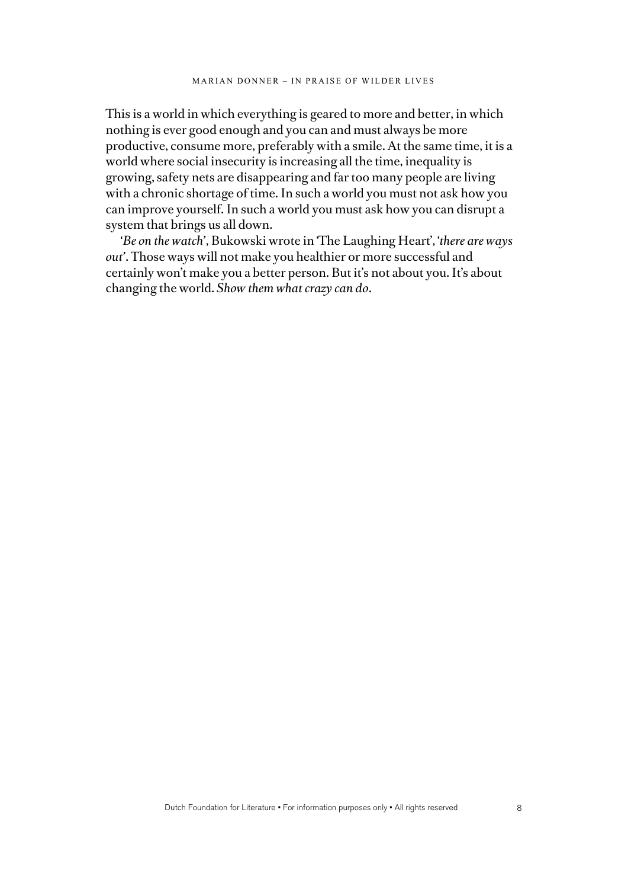This is a world in which everything is geared to more and better, in which nothing is ever good enough and you can and must always be more productive, consume more, preferably with a smile. At the same time, it is a world where social insecurity is increasing all the time, inequality is growing, safety nets are disappearing and far too many people are living with a chronic shortage of time. In such a world you must not ask how you can improve yourself. In such a world you must ask how you can disrupt a system that brings us all down.

'*Be on the watch*', Bukowski wrote in 'The Laughing Heart', '*there are ways out*'. Those ways will not make you healthier or more successful and certainly won't make you a better person. But it's not about you. It's about changing the world. *Show them what crazy can do*.